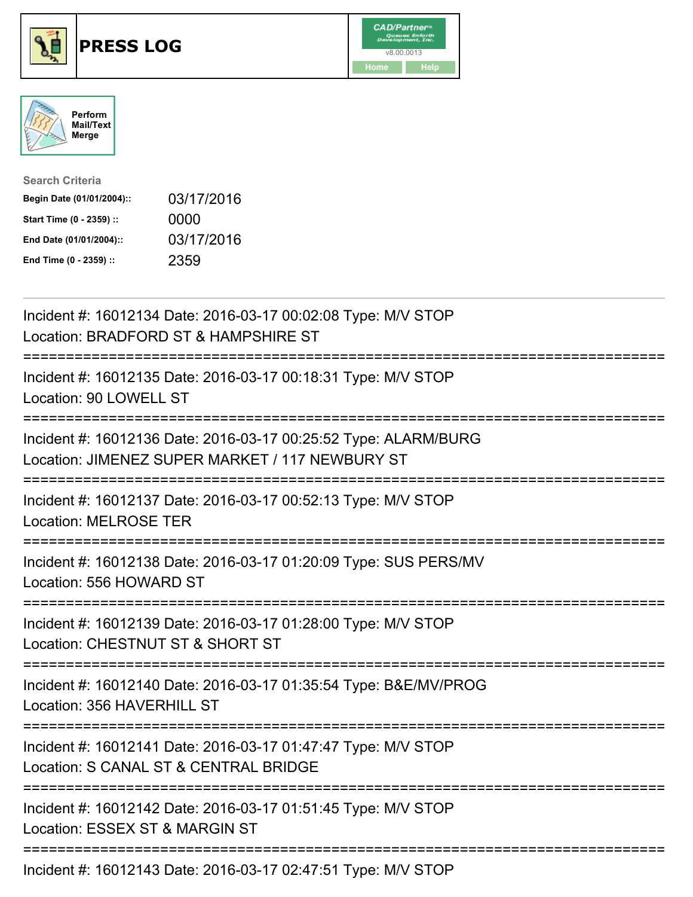# PRESS LOG

CAD/Partner™ Queues Enforth Development, Inc. v8.00.0013

Home Help

Perform Mail/Text Merge

**Search Criteria**

| | |
|---|---|
| **Begin Date (01/01/2004)::** | 03/17/2016 |
| **Start Time (0 - 2359) ::** | 0000 |
| **End Date (01/01/2004)::** | 03/17/2016 |
| **End Time (0 - 2359) ::** | 2359 |

---

Incident #: 16012134 Date: 2016-03-17 00:02:08 Type: M/V STOP
Location: BRADFORD ST & HAMPSHIRE ST

===========================================================================

Incident #: 16012135 Date: 2016-03-17 00:18:31 Type: M/V STOP
Location: 90 LOWELL ST

===========================================================================

Incident #: 16012136 Date: 2016-03-17 00:25:52 Type: ALARM/BURG
Location: JIMENEZ SUPER MARKET / 117 NEWBURY ST

===========================================================================

Incident #: 16012137 Date: 2016-03-17 00:52:13 Type: M/V STOP
Location: MELROSE TER

===========================================================================

Incident #: 16012138 Date: 2016-03-17 01:20:09 Type: SUS PERS/MV
Location: 556 HOWARD ST

===========================================================================

Incident #: 16012139 Date: 2016-03-17 01:28:00 Type: M/V STOP
Location: CHESTNUT ST & SHORT ST

===========================================================================

Incident #: 16012140 Date: 2016-03-17 01:35:54 Type: B&E/MV/PROG
Location: 356 HAVERHILL ST

===========================================================================

Incident #: 16012141 Date: 2016-03-17 01:47:47 Type: M/V STOP
Location: S CANAL ST & CENTRAL BRIDGE

===========================================================================

Incident #: 16012142 Date: 2016-03-17 01:51:45 Type: M/V STOP
Location: ESSEX ST & MARGIN ST

===========================================================================

Incident #: 16012143 Date: 2016-03-17 02:47:51 Type: M/V STOP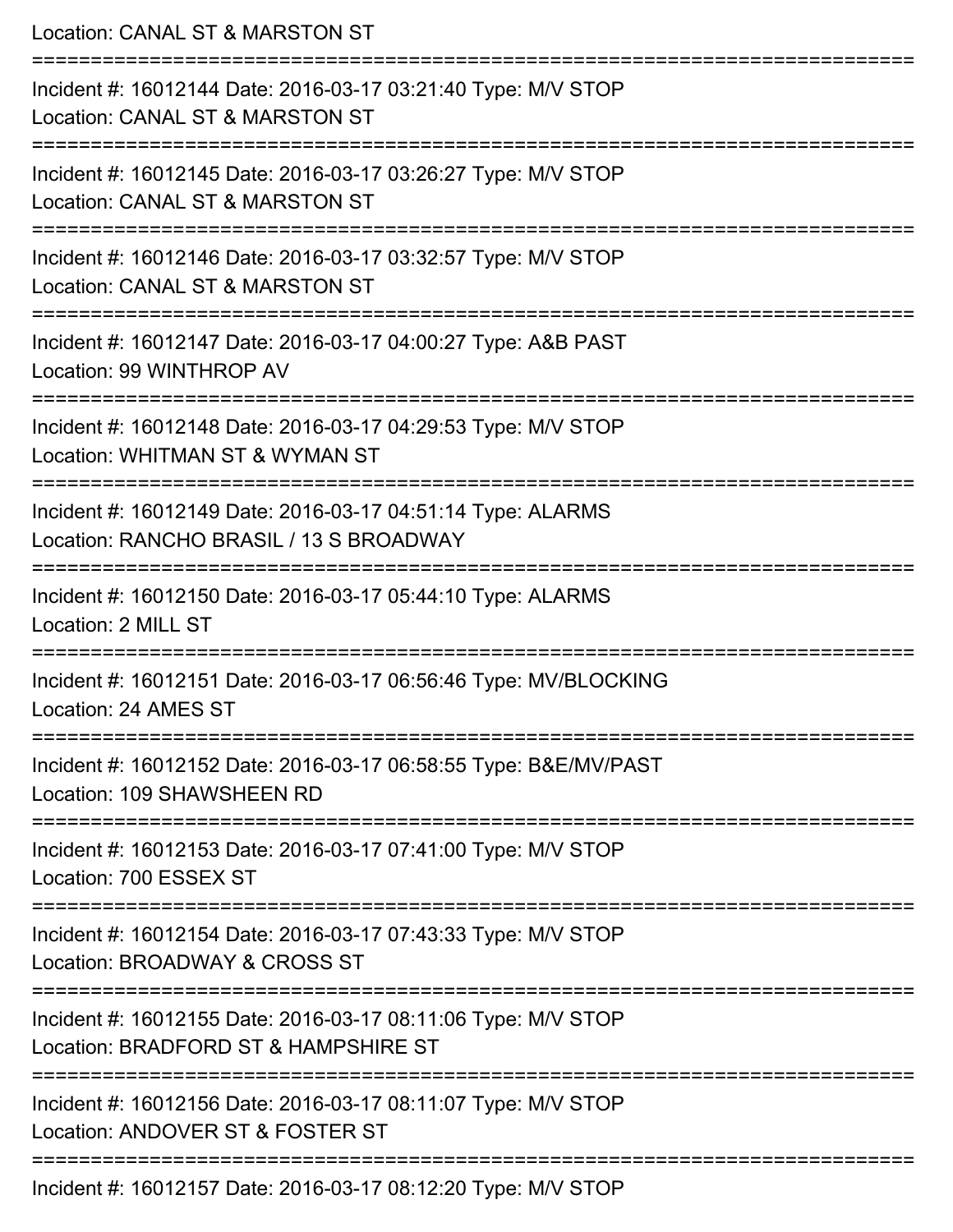Location: CANAL ST & MARSTON ST

===========================================================================

Incident #: 16012144 Date: 2016-03-17 03:21:40 Type: M/V STOP
Location: CANAL ST & MARSTON ST

===========================================================================

Incident #: 16012145 Date: 2016-03-17 03:26:27 Type: M/V STOP
Location: CANAL ST & MARSTON ST

===========================================================================

Incident #: 16012146 Date: 2016-03-17 03:32:57 Type: M/V STOP
Location: CANAL ST & MARSTON ST

===========================================================================

Incident #: 16012147 Date: 2016-03-17 04:00:27 Type: A&B PAST
Location: 99 WINTHROP AV

===========================================================================

Incident #: 16012148 Date: 2016-03-17 04:29:53 Type: M/V STOP
Location: WHITMAN ST & WYMAN ST

===========================================================================

Incident #: 16012149 Date: 2016-03-17 04:51:14 Type: ALARMS
Location: RANCHO BRASIL / 13 S BROADWAY

===========================================================================

Incident #: 16012150 Date: 2016-03-17 05:44:10 Type: ALARMS
Location: 2 MILL ST

===========================================================================

Incident #: 16012151 Date: 2016-03-17 06:56:46 Type: MV/BLOCKING
Location: 24 AMES ST

===========================================================================

Incident #: 16012152 Date: 2016-03-17 06:58:55 Type: B&E/MV/PAST
Location: 109 SHAWSHEEN RD

===========================================================================

Incident #: 16012153 Date: 2016-03-17 07:41:00 Type: M/V STOP
Location: 700 ESSEX ST

===========================================================================

Incident #: 16012154 Date: 2016-03-17 07:43:33 Type: M/V STOP
Location: BROADWAY & CROSS ST

===========================================================================

Incident #: 16012155 Date: 2016-03-17 08:11:06 Type: M/V STOP
Location: BRADFORD ST & HAMPSHIRE ST

===========================================================================

Incident #: 16012156 Date: 2016-03-17 08:11:07 Type: M/V STOP
Location: ANDOVER ST & FOSTER ST

===========================================================================

Incident #: 16012157 Date: 2016-03-17 08:12:20 Type: M/V STOP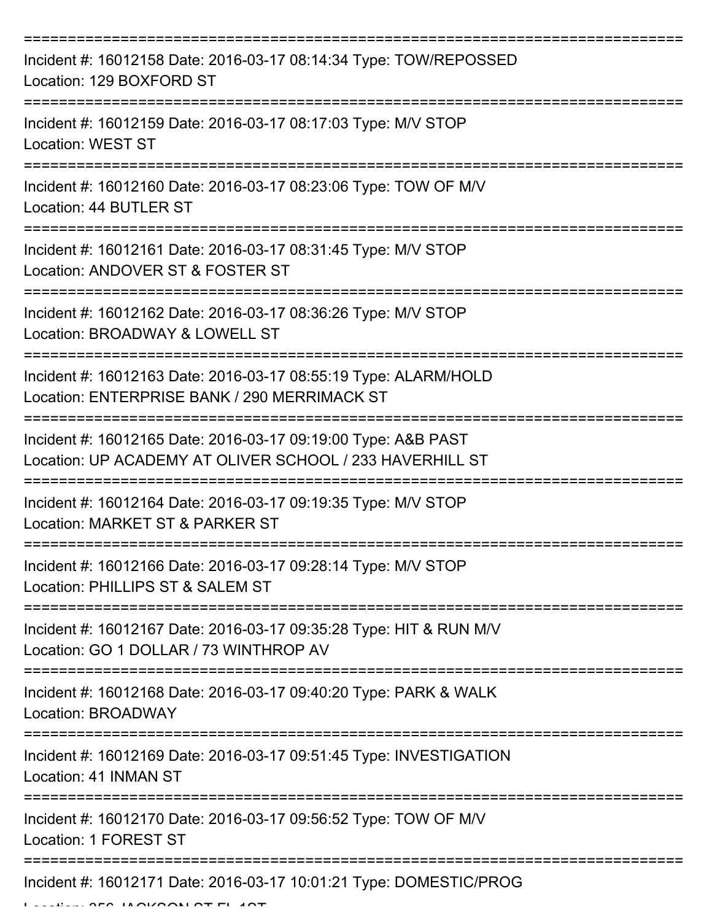---

Incident #: 16012158 Date: 2016-03-17 08:14:34 Type: TOW/REPOSSED
Location: 129 BOXFORD ST

---

Incident #: 16012159 Date: 2016-03-17 08:17:03 Type: M/V STOP
Location: WEST ST

---

Incident #: 16012160 Date: 2016-03-17 08:23:06 Type: TOW OF M/V
Location: 44 BUTLER ST

---

Incident #: 16012161 Date: 2016-03-17 08:31:45 Type: M/V STOP
Location: ANDOVER ST & FOSTER ST

---

Incident #: 16012162 Date: 2016-03-17 08:36:26 Type: M/V STOP
Location: BROADWAY & LOWELL ST

---

Incident #: 16012163 Date: 2016-03-17 08:55:19 Type: ALARM/HOLD
Location: ENTERPRISE BANK / 290 MERRIMACK ST

---

Incident #: 16012165 Date: 2016-03-17 09:19:00 Type: A&B PAST
Location: UP ACADEMY AT OLIVER SCHOOL / 233 HAVERHILL ST

---

Incident #: 16012164 Date: 2016-03-17 09:19:35 Type: M/V STOP
Location: MARKET ST & PARKER ST

---

Incident #: 16012166 Date: 2016-03-17 09:28:14 Type: M/V STOP
Location: PHILLIPS ST & SALEM ST

---

Incident #: 16012167 Date: 2016-03-17 09:35:28 Type: HIT & RUN M/V
Location: GO 1 DOLLAR / 73 WINTHROP AV

---

Incident #: 16012168 Date: 2016-03-17 09:40:20 Type: PARK & WALK
Location: BROADWAY

---

Incident #: 16012169 Date: 2016-03-17 09:51:45 Type: INVESTIGATION
Location: 41 INMAN ST

---

Incident #: 16012170 Date: 2016-03-17 09:56:52 Type: TOW OF M/V
Location: 1 FOREST ST

---

Incident #: 16012171 Date: 2016-03-17 10:01:21 Type: DOMESTIC/PROG
Location: 356 JACKSON ST FL 1ST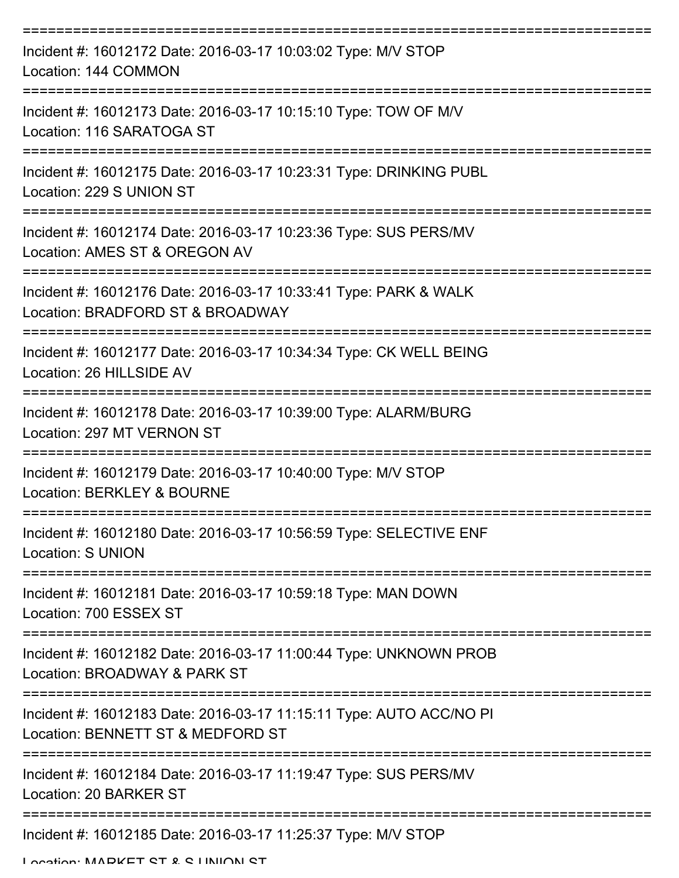===========================================================================

Incident #: 16012172 Date: 2016-03-17 10:03:02 Type: M/V STOP
Location: 144 COMMON

===========================================================================

Incident #: 16012173 Date: 2016-03-17 10:15:10 Type: TOW OF M/V
Location: 116 SARATOGA ST

===========================================================================

Incident #: 16012175 Date: 2016-03-17 10:23:31 Type: DRINKING PUBL
Location: 229 S UNION ST

===========================================================================

Incident #: 16012174 Date: 2016-03-17 10:23:36 Type: SUS PERS/MV
Location: AMES ST & OREGON AV

===========================================================================

Incident #: 16012176 Date: 2016-03-17 10:33:41 Type: PARK & WALK
Location: BRADFORD ST & BROADWAY

===========================================================================

Incident #: 16012177 Date: 2016-03-17 10:34:34 Type: CK WELL BEING
Location: 26 HILLSIDE AV

===========================================================================

Incident #: 16012178 Date: 2016-03-17 10:39:00 Type: ALARM/BURG
Location: 297 MT VERNON ST

===========================================================================

Incident #: 16012179 Date: 2016-03-17 10:40:00 Type: M/V STOP
Location: BERKLEY & BOURNE

===========================================================================

Incident #: 16012180 Date: 2016-03-17 10:56:59 Type: SELECTIVE ENF
Location: S UNION

===========================================================================

Incident #: 16012181 Date: 2016-03-17 10:59:18 Type: MAN DOWN
Location: 700 ESSEX ST

===========================================================================

Incident #: 16012182 Date: 2016-03-17 11:00:44 Type: UNKNOWN PROB
Location: BROADWAY & PARK ST

===========================================================================

Incident #: 16012183 Date: 2016-03-17 11:15:11 Type: AUTO ACC/NO PI
Location: BENNETT ST & MEDFORD ST

===========================================================================

Incident #: 16012184 Date: 2016-03-17 11:19:47 Type: SUS PERS/MV
Location: 20 BARKER ST

===========================================================================

Incident #: 16012185 Date: 2016-03-17 11:25:37 Type: M/V STOP
Location: MARKET ST & S UNION ST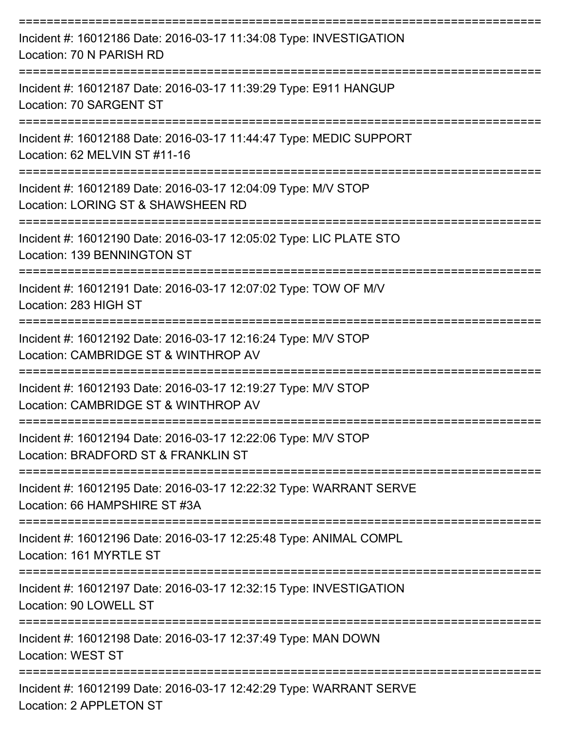===========================================================================

Incident #: 16012186 Date: 2016-03-17 11:34:08 Type: INVESTIGATION
Location: 70 N PARISH RD

===========================================================================

Incident #: 16012187 Date: 2016-03-17 11:39:29 Type: E911 HANGUP
Location: 70 SARGENT ST

===========================================================================

Incident #: 16012188 Date: 2016-03-17 11:44:47 Type: MEDIC SUPPORT
Location: 62 MELVIN ST #11-16

===========================================================================

Incident #: 16012189 Date: 2016-03-17 12:04:09 Type: M/V STOP
Location: LORING ST & SHAWSHEEN RD

===========================================================================

Incident #: 16012190 Date: 2016-03-17 12:05:02 Type: LIC PLATE STO
Location: 139 BENNINGTON ST

===========================================================================

Incident #: 16012191 Date: 2016-03-17 12:07:02 Type: TOW OF M/V
Location: 283 HIGH ST

===========================================================================

Incident #: 16012192 Date: 2016-03-17 12:16:24 Type: M/V STOP
Location: CAMBRIDGE ST & WINTHROP AV

===========================================================================

Incident #: 16012193 Date: 2016-03-17 12:19:27 Type: M/V STOP
Location: CAMBRIDGE ST & WINTHROP AV

===========================================================================

Incident #: 16012194 Date: 2016-03-17 12:22:06 Type: M/V STOP
Location: BRADFORD ST & FRANKLIN ST

===========================================================================

Incident #: 16012195 Date: 2016-03-17 12:22:32 Type: WARRANT SERVE
Location: 66 HAMPSHIRE ST #3A

===========================================================================

Incident #: 16012196 Date: 2016-03-17 12:25:48 Type: ANIMAL COMPL
Location: 161 MYRTLE ST

===========================================================================

Incident #: 16012197 Date: 2016-03-17 12:32:15 Type: INVESTIGATION
Location: 90 LOWELL ST

===========================================================================

Incident #: 16012198 Date: 2016-03-17 12:37:49 Type: MAN DOWN
Location: WEST ST

===========================================================================

Incident #: 16012199 Date: 2016-03-17 12:42:29 Type: WARRANT SERVE
Location: 2 APPLETON ST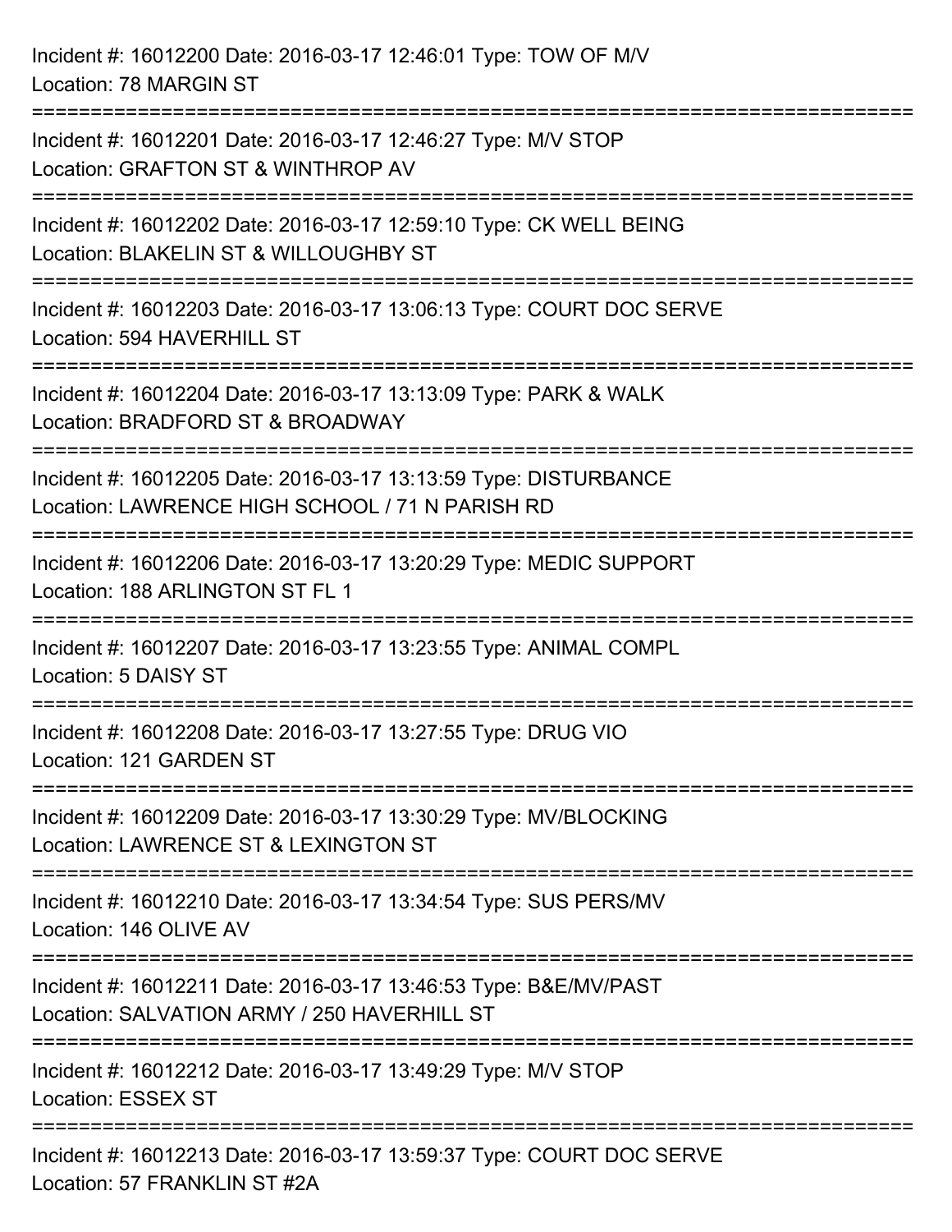Incident #: 16012200 Date: 2016-03-17 12:46:01 Type: TOW OF M/V
Location: 78 MARGIN ST

===========================================================================

Incident #: 16012201 Date: 2016-03-17 12:46:27 Type: M/V STOP
Location: GRAFTON ST & WINTHROP AV

===========================================================================

Incident #: 16012202 Date: 2016-03-17 12:59:10 Type: CK WELL BEING
Location: BLAKELIN ST & WILLOUGHBY ST

===========================================================================

Incident #: 16012203 Date: 2016-03-17 13:06:13 Type: COURT DOC SERVE
Location: 594 HAVERHILL ST

===========================================================================

Incident #: 16012204 Date: 2016-03-17 13:13:09 Type: PARK & WALK
Location: BRADFORD ST & BROADWAY

===========================================================================

Incident #: 16012205 Date: 2016-03-17 13:13:59 Type: DISTURBANCE
Location: LAWRENCE HIGH SCHOOL / 71 N PARISH RD

===========================================================================

Incident #: 16012206 Date: 2016-03-17 13:20:29 Type: MEDIC SUPPORT
Location: 188 ARLINGTON ST FL 1

===========================================================================

Incident #: 16012207 Date: 2016-03-17 13:23:55 Type: ANIMAL COMPL
Location: 5 DAISY ST

===========================================================================

Incident #: 16012208 Date: 2016-03-17 13:27:55 Type: DRUG VIO
Location: 121 GARDEN ST

===========================================================================

Incident #: 16012209 Date: 2016-03-17 13:30:29 Type: MV/BLOCKING
Location: LAWRENCE ST & LEXINGTON ST

===========================================================================

Incident #: 16012210 Date: 2016-03-17 13:34:54 Type: SUS PERS/MV
Location: 146 OLIVE AV

===========================================================================

Incident #: 16012211 Date: 2016-03-17 13:46:53 Type: B&E/MV/PAST
Location: SALVATION ARMY / 250 HAVERHILL ST

===========================================================================

Incident #: 16012212 Date: 2016-03-17 13:49:29 Type: M/V STOP
Location: ESSEX ST

===========================================================================

Incident #: 16012213 Date: 2016-03-17 13:59:37 Type: COURT DOC SERVE
Location: 57 FRANKLIN ST #2A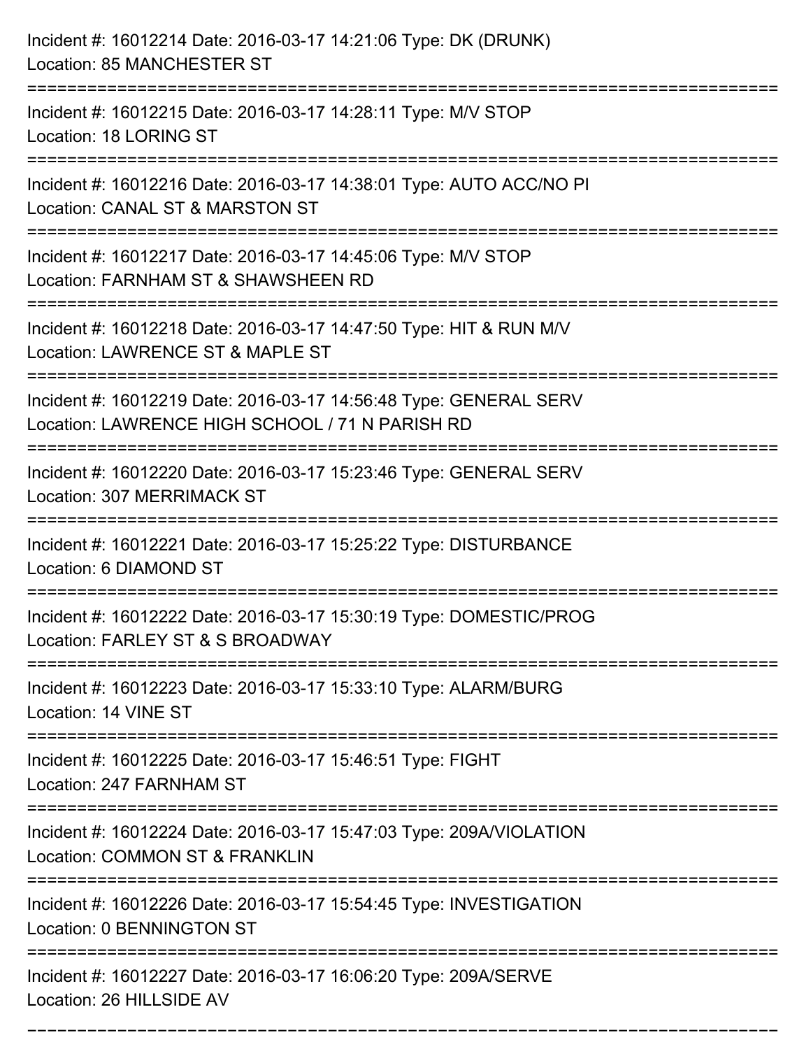Incident #: 16012214 Date: 2016-03-17 14:21:06 Type: DK (DRUNK)
Location: 85 MANCHESTER ST

===========================================================================

Incident #: 16012215 Date: 2016-03-17 14:28:11 Type: M/V STOP
Location: 18 LORING ST

===========================================================================

Incident #: 16012216 Date: 2016-03-17 14:38:01 Type: AUTO ACC/NO PI
Location: CANAL ST & MARSTON ST

===========================================================================

Incident #: 16012217 Date: 2016-03-17 14:45:06 Type: M/V STOP
Location: FARNHAM ST & SHAWSHEEN RD

===========================================================================

Incident #: 16012218 Date: 2016-03-17 14:47:50 Type: HIT & RUN M/V
Location: LAWRENCE ST & MAPLE ST

===========================================================================

Incident #: 16012219 Date: 2016-03-17 14:56:48 Type: GENERAL SERV
Location: LAWRENCE HIGH SCHOOL / 71 N PARISH RD

===========================================================================

Incident #: 16012220 Date: 2016-03-17 15:23:46 Type: GENERAL SERV
Location: 307 MERRIMACK ST

===========================================================================

Incident #: 16012221 Date: 2016-03-17 15:25:22 Type: DISTURBANCE
Location: 6 DIAMOND ST

===========================================================================

Incident #: 16012222 Date: 2016-03-17 15:30:19 Type: DOMESTIC/PROG
Location: FARLEY ST & S BROADWAY

===========================================================================

Incident #: 16012223 Date: 2016-03-17 15:33:10 Type: ALARM/BURG
Location: 14 VINE ST

===========================================================================

Incident #: 16012225 Date: 2016-03-17 15:46:51 Type: FIGHT
Location: 247 FARNHAM ST

===========================================================================

Incident #: 16012224 Date: 2016-03-17 15:47:03 Type: 209A/VIOLATION
Location: COMMON ST & FRANKLIN

===========================================================================

Incident #: 16012226 Date: 2016-03-17 15:54:45 Type: INVESTIGATION
Location: 0 BENNINGTON ST

===========================================================================

Incident #: 16012227 Date: 2016-03-17 16:06:20 Type: 209A/SERVE
Location: 26 HILLSIDE AV

===========================================================================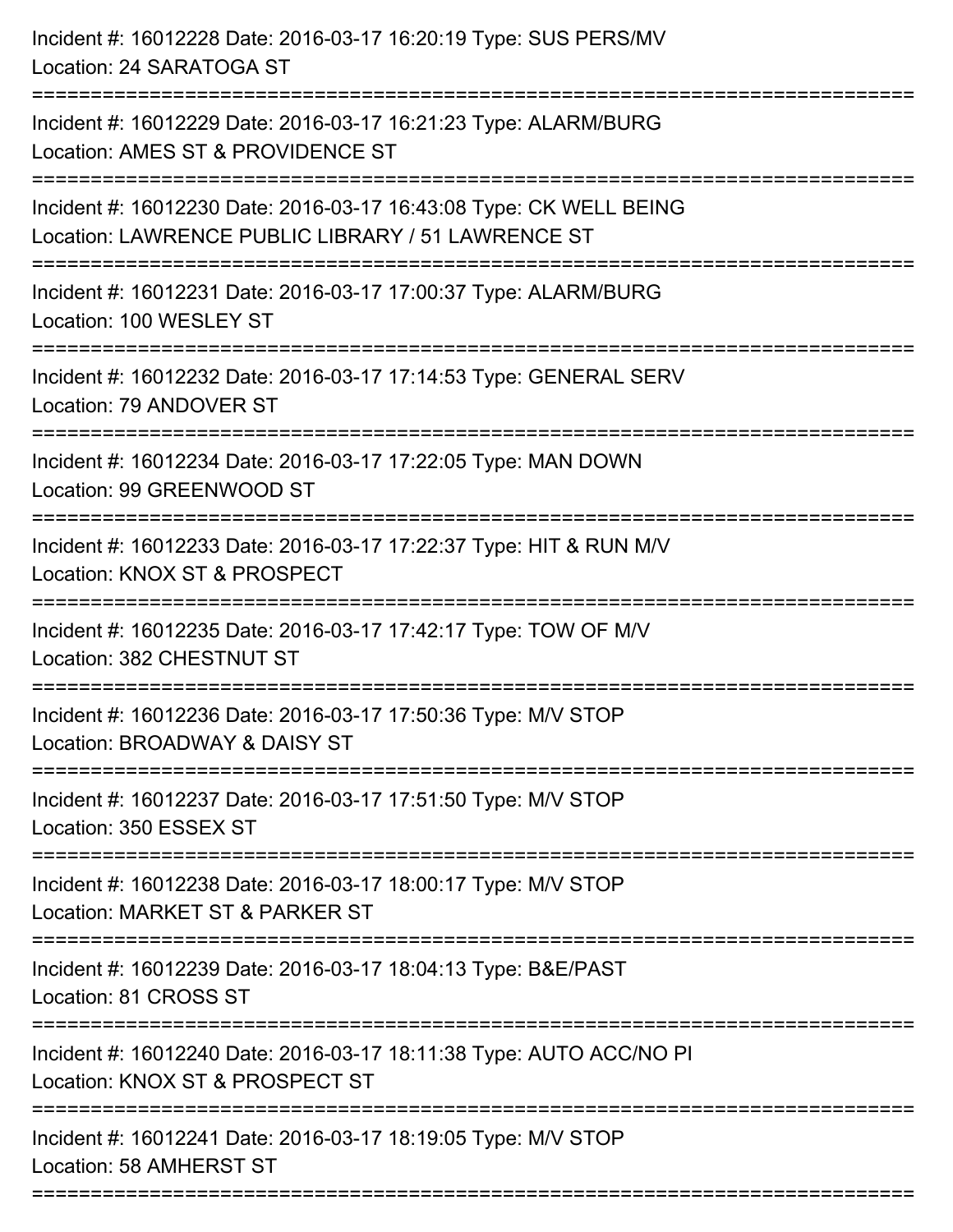Incident #: 16012228 Date: 2016-03-17 16:20:19 Type: SUS PERS/MV
Location: 24 SARATOGA ST

===========================================================================

Incident #: 16012229 Date: 2016-03-17 16:21:23 Type: ALARM/BURG
Location: AMES ST & PROVIDENCE ST

===========================================================================

Incident #: 16012230 Date: 2016-03-17 16:43:08 Type: CK WELL BEING
Location: LAWRENCE PUBLIC LIBRARY / 51 LAWRENCE ST

===========================================================================

Incident #: 16012231 Date: 2016-03-17 17:00:37 Type: ALARM/BURG
Location: 100 WESLEY ST

===========================================================================

Incident #: 16012232 Date: 2016-03-17 17:14:53 Type: GENERAL SERV
Location: 79 ANDOVER ST

===========================================================================

Incident #: 16012234 Date: 2016-03-17 17:22:05 Type: MAN DOWN
Location: 99 GREENWOOD ST

===========================================================================

Incident #: 16012233 Date: 2016-03-17 17:22:37 Type: HIT & RUN M/V
Location: KNOX ST & PROSPECT

===========================================================================

Incident #: 16012235 Date: 2016-03-17 17:42:17 Type: TOW OF M/V
Location: 382 CHESTNUT ST

===========================================================================

Incident #: 16012236 Date: 2016-03-17 17:50:36 Type: M/V STOP
Location: BROADWAY & DAISY ST

===========================================================================

Incident #: 16012237 Date: 2016-03-17 17:51:50 Type: M/V STOP
Location: 350 ESSEX ST

===========================================================================

Incident #: 16012238 Date: 2016-03-17 18:00:17 Type: M/V STOP
Location: MARKET ST & PARKER ST

===========================================================================

Incident #: 16012239 Date: 2016-03-17 18:04:13 Type: B&E/PAST
Location: 81 CROSS ST

===========================================================================

Incident #: 16012240 Date: 2016-03-17 18:11:38 Type: AUTO ACC/NO PI
Location: KNOX ST & PROSPECT ST

===========================================================================

Incident #: 16012241 Date: 2016-03-17 18:19:05 Type: M/V STOP
Location: 58 AMHERST ST

===========================================================================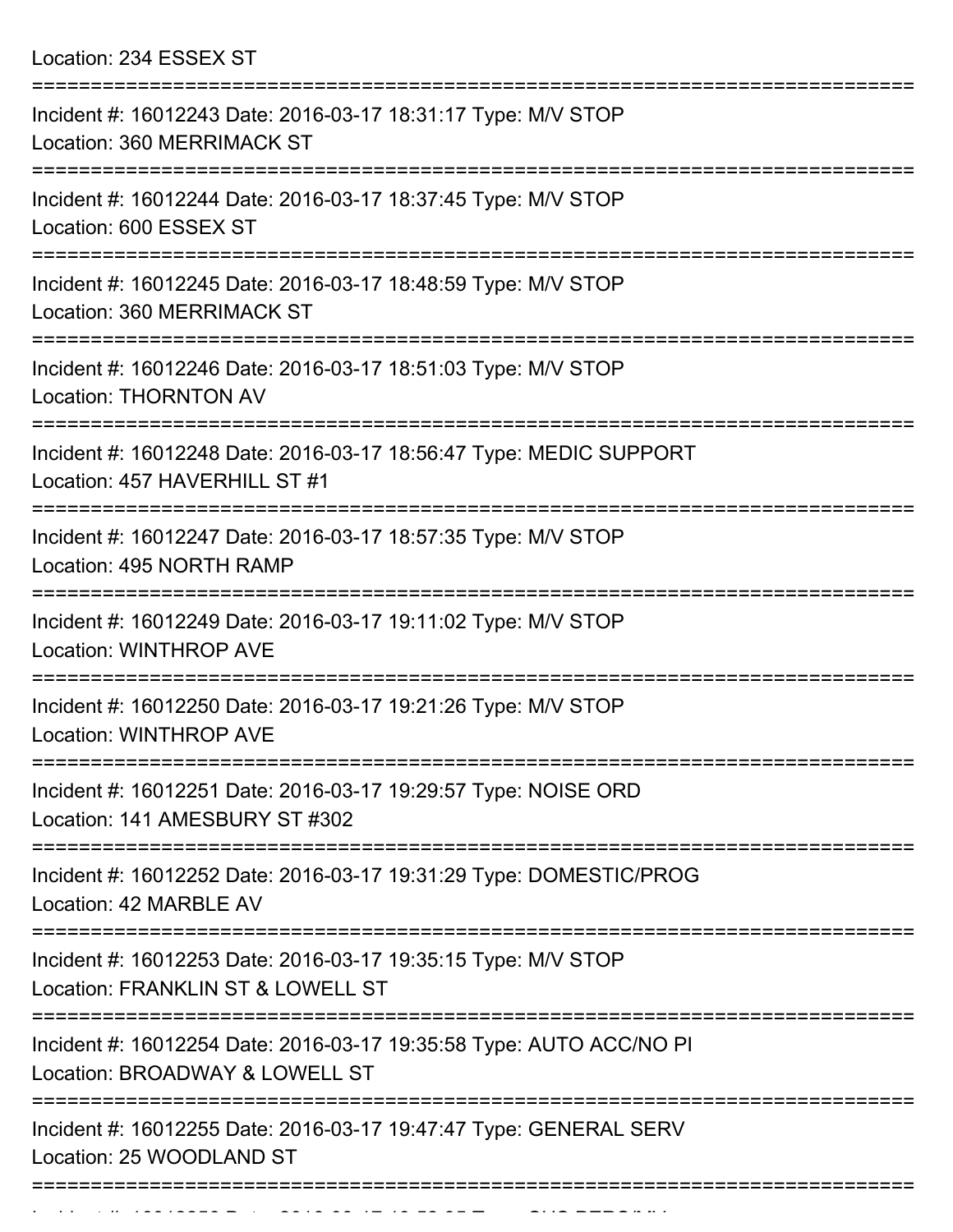Location: 234 ESSEX ST

===========================================================================

Incident #: 16012243 Date: 2016-03-17 18:31:17 Type: M/V STOP
Location: 360 MERRIMACK ST

===========================================================================

Incident #: 16012244 Date: 2016-03-17 18:37:45 Type: M/V STOP
Location: 600 ESSEX ST

===========================================================================

Incident #: 16012245 Date: 2016-03-17 18:48:59 Type: M/V STOP
Location: 360 MERRIMACK ST

===========================================================================

Incident #: 16012246 Date: 2016-03-17 18:51:03 Type: M/V STOP
Location: THORNTON AV

===========================================================================

Incident #: 16012248 Date: 2016-03-17 18:56:47 Type: MEDIC SUPPORT
Location: 457 HAVERHILL ST #1

===========================================================================

Incident #: 16012247 Date: 2016-03-17 18:57:35 Type: M/V STOP
Location: 495 NORTH RAMP

===========================================================================

Incident #: 16012249 Date: 2016-03-17 19:11:02 Type: M/V STOP
Location: WINTHROP AVE

===========================================================================

Incident #: 16012250 Date: 2016-03-17 19:21:26 Type: M/V STOP
Location: WINTHROP AVE

===========================================================================

Incident #: 16012251 Date: 2016-03-17 19:29:57 Type: NOISE ORD
Location: 141 AMESBURY ST #302

===========================================================================

Incident #: 16012252 Date: 2016-03-17 19:31:29 Type: DOMESTIC/PROG
Location: 42 MARBLE AV

===========================================================================

Incident #: 16012253 Date: 2016-03-17 19:35:15 Type: M/V STOP
Location: FRANKLIN ST & LOWELL ST

===========================================================================

Incident #: 16012254 Date: 2016-03-17 19:35:58 Type: AUTO ACC/NO PI
Location: BROADWAY & LOWELL ST

===========================================================================

Incident #: 16012255 Date: 2016-03-17 19:47:47 Type: GENERAL SERV
Location: 25 WOODLAND ST

===========================================================================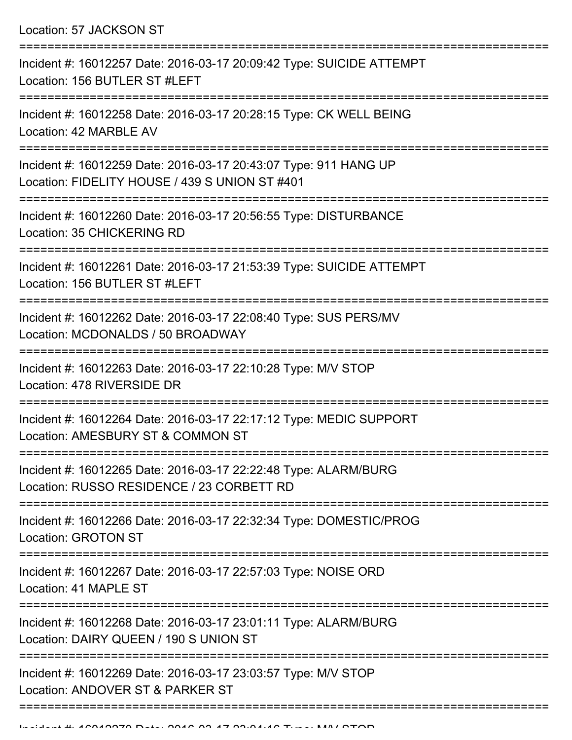Location: 57 JACKSON ST

===========================================================================

Incident #: 16012257 Date: 2016-03-17 20:09:42 Type: SUICIDE ATTEMPT
Location: 156 BUTLER ST #LEFT

===========================================================================

Incident #: 16012258 Date: 2016-03-17 20:28:15 Type: CK WELL BEING
Location: 42 MARBLE AV

===========================================================================

Incident #: 16012259 Date: 2016-03-17 20:43:07 Type: 911 HANG UP
Location: FIDELITY HOUSE / 439 S UNION ST #401

===========================================================================

Incident #: 16012260 Date: 2016-03-17 20:56:55 Type: DISTURBANCE
Location: 35 CHICKERING RD

===========================================================================

Incident #: 16012261 Date: 2016-03-17 21:53:39 Type: SUICIDE ATTEMPT
Location: 156 BUTLER ST #LEFT

===========================================================================

Incident #: 16012262 Date: 2016-03-17 22:08:40 Type: SUS PERS/MV
Location: MCDONALDS / 50 BROADWAY

===========================================================================

Incident #: 16012263 Date: 2016-03-17 22:10:28 Type: M/V STOP
Location: 478 RIVERSIDE DR

===========================================================================

Incident #: 16012264 Date: 2016-03-17 22:17:12 Type: MEDIC SUPPORT
Location: AMESBURY ST & COMMON ST

===========================================================================

Incident #: 16012265 Date: 2016-03-17 22:22:48 Type: ALARM/BURG
Location: RUSSO RESIDENCE / 23 CORBETT RD

===========================================================================

Incident #: 16012266 Date: 2016-03-17 22:32:34 Type: DOMESTIC/PROG
Location: GROTON ST

===========================================================================

Incident #: 16012267 Date: 2016-03-17 22:57:03 Type: NOISE ORD
Location: 41 MAPLE ST

===========================================================================

Incident #: 16012268 Date: 2016-03-17 23:01:11 Type: ALARM/BURG
Location: DAIRY QUEEN / 190 S UNION ST

===========================================================================

Incident #: 16012269 Date: 2016-03-17 23:03:57 Type: M/V STOP
Location: ANDOVER ST & PARKER ST

===========================================================================

Incident #: 16012270 Date: 2016-03-17 23:04:16 Type: M/V STOP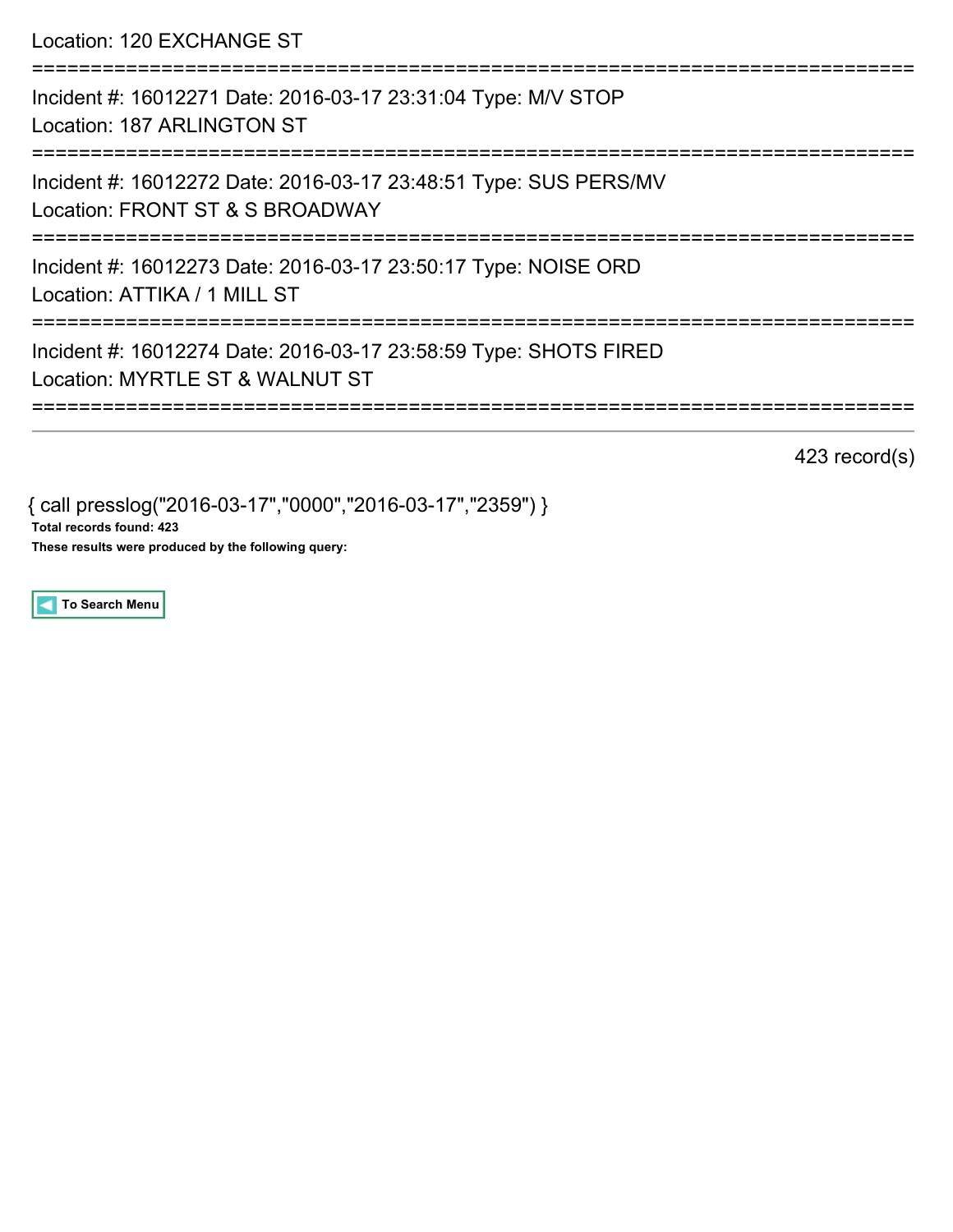Location: 120 EXCHANGE ST

===========================================================================

Incident #: 16012271 Date: 2016-03-17 23:31:04 Type: M/V STOP

Location: 187 ARLINGTON ST

===========================================================================

Incident #: 16012272 Date: 2016-03-17 23:48:51 Type: SUS PERS/MV

Location: FRONT ST & S BROADWAY

===========================================================================

Incident #: 16012273 Date: 2016-03-17 23:50:17 Type: NOISE ORD

Location: ATTIKA / 1 MILL ST

===========================================================================

Incident #: 16012274 Date: 2016-03-17 23:58:59 Type: SHOTS FIRED

Location: MYRTLE ST & WALNUT ST

===========================================================================

423 record(s)

{ call presslog("2016-03-17","0000","2016-03-17","2359") }

**Total records found: 423**

**These results were produced by the following query:**

To Search Menu